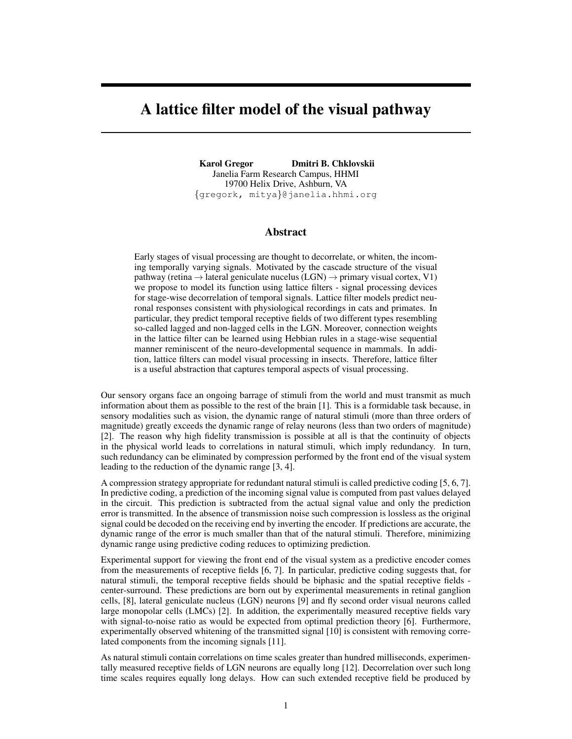# A lattice filter model of the visual pathway

**Karol Gregor** **Dmitri B. Chklovskii**
Janelia Farm Research Campus, HHMI
19700 Helix Drive, Ashburn, VA
{gregork, mitya}@janelia.hhmi.org

## Abstract

Early stages of visual processing are thought to decorrelate, or whiten, the incoming temporally varying signals. Motivated by the cascade structure of the visual pathway (retina → lateral geniculate nucelus (LGN) → primary visual cortex, V1) we propose to model its function using lattice filters - signal processing devices for stage-wise decorrelation of temporal signals. Lattice filter models predict neuronal responses consistent with physiological recordings in cats and primates. In particular, they predict temporal receptive fields of two different types resembling so-called lagged and non-lagged cells in the LGN. Moreover, connection weights in the lattice filter can be learned using Hebbian rules in a stage-wise sequential manner reminiscent of the neuro-developmental sequence in mammals. In addition, lattice filters can model visual processing in insects. Therefore, lattice filter is a useful abstraction that captures temporal aspects of visual processing.

Our sensory organs face an ongoing barrage of stimuli from the world and must transmit as much information about them as possible to the rest of the brain [1]. This is a formidable task because, in sensory modalities such as vision, the dynamic range of natural stimuli (more than three orders of magnitude) greatly exceeds the dynamic range of relay neurons (less than two orders of magnitude) [2]. The reason why high fidelity transmission is possible at all is that the continuity of objects in the physical world leads to correlations in natural stimuli, which imply redundancy. In turn, such redundancy can be eliminated by compression performed by the front end of the visual system leading to the reduction of the dynamic range [3, 4].

A compression strategy appropriate for redundant natural stimuli is called predictive coding [5, 6, 7]. In predictive coding, a prediction of the incoming signal value is computed from past values delayed in the circuit. This prediction is subtracted from the actual signal value and only the prediction error is transmitted. In the absence of transmission noise such compression is lossless as the original signal could be decoded on the receiving end by inverting the encoder. If predictions are accurate, the dynamic range of the error is much smaller than that of the natural stimuli. Therefore, minimizing dynamic range using predictive coding reduces to optimizing prediction.

Experimental support for viewing the front end of the visual system as a predictive encoder comes from the measurements of receptive fields [6, 7]. In particular, predictive coding suggests that, for natural stimuli, the temporal receptive fields should be biphasic and the spatial receptive fields - center-surround. These predictions are born out by experimental measurements in retinal ganglion cells, [8], lateral geniculate nucleus (LGN) neurons [9] and fly second order visual neurons called large monopolar cells (LMCs) [2]. In addition, the experimentally measured receptive fields vary with signal-to-noise ratio as would be expected from optimal prediction theory [6]. Furthermore, experimentally observed whitening of the transmitted signal [10] is consistent with removing correlated components from the incoming signals [11].

As natural stimuli contain correlations on time scales greater than hundred milliseconds, experimentally measured receptive fields of LGN neurons are equally long [12]. Decorrelation over such long time scales requires equally long delays. How can such extended receptive field be produced by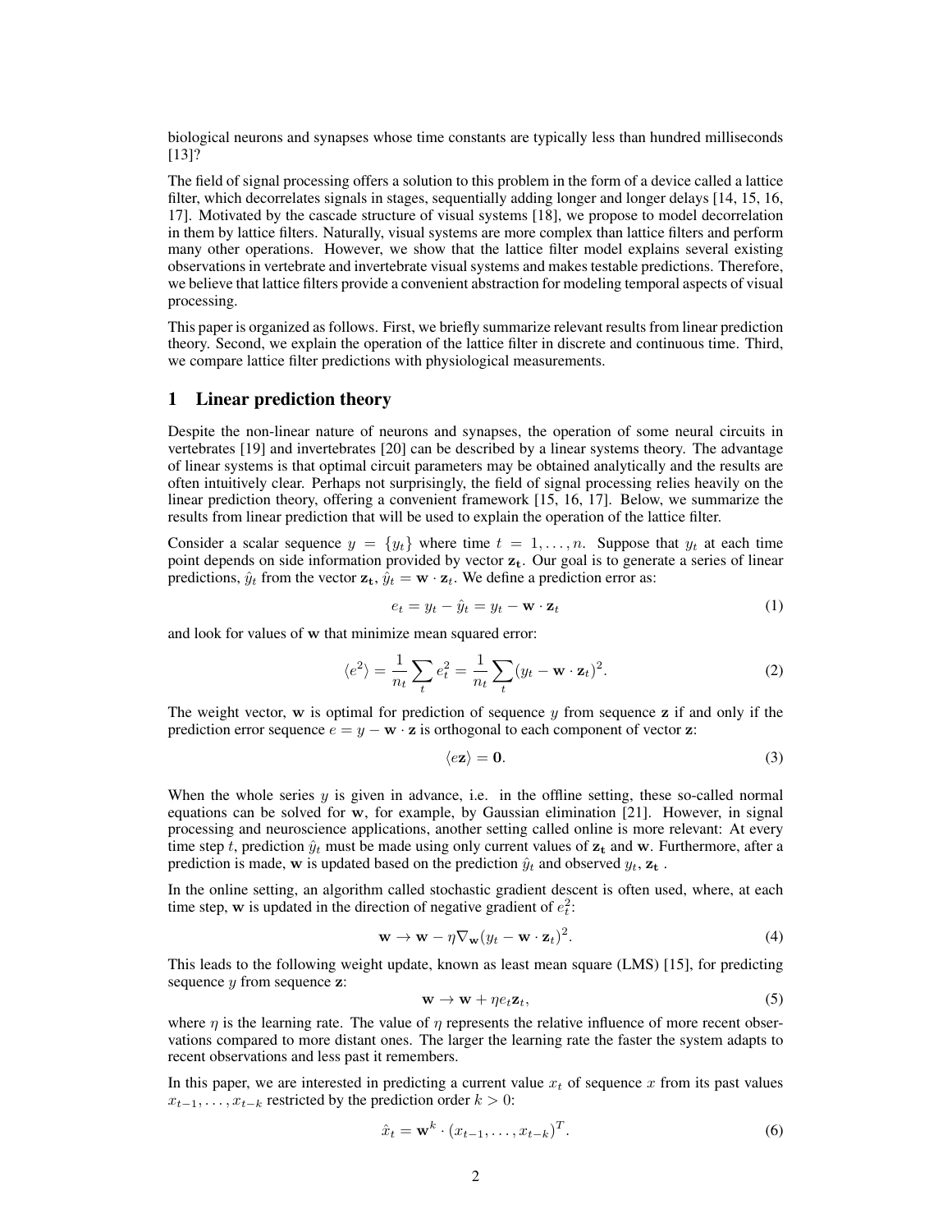biological neurons and synapses whose time constants are typically less than hundred milliseconds [13]?

The field of signal processing offers a solution to this problem in the form of a device called a lattice filter, which decorrelates signals in stages, sequentially adding longer and longer delays [14, 15, 16, 17]. Motivated by the cascade structure of visual systems [18], we propose to model decorrelation in them by lattice filters. Naturally, visual systems are more complex than lattice filters and perform many other operations. However, we show that the lattice filter model explains several existing observations in vertebrate and invertebrate visual systems and makes testable predictions. Therefore, we believe that lattice filters provide a convenient abstraction for modeling temporal aspects of visual processing.

This paper is organized as follows. First, we briefly summarize relevant results from linear prediction theory. Second, we explain the operation of the lattice filter in discrete and continuous time. Third, we compare lattice filter predictions with physiological measurements.

# 1 Linear prediction theory

Despite the non-linear nature of neurons and synapses, the operation of some neural circuits in vertebrates [19] and invertebrates [20] can be described by a linear systems theory. The advantage of linear systems is that optimal circuit parameters may be obtained analytically and the results are often intuitively clear. Perhaps not surprisingly, the field of signal processing relies heavily on the linear prediction theory, offering a convenient framework [15, 16, 17]. Below, we summarize the results from linear prediction that will be used to explain the operation of the lattice filter.

Consider a scalar sequence $y = \{y_t\}$ where time $t = 1, \ldots, n$. Suppose that $y_t$ at each time point depends on side information provided by vector $\mathbf{z_t}$. Our goal is to generate a series of linear predictions, $\hat{y}_t$ from the vector $\mathbf{z_t}$, $\hat{y}_t = \mathbf{w} \cdot \mathbf{z}_t$. We define a prediction error as:

$$e_t = y_t - \hat{y}_t = y_t - \mathbf{w} \cdot \mathbf{z}_t \tag{1}$$

and look for values of $\mathbf{w}$ that minimize mean squared error:

$$\langle e^2 \rangle = \frac{1}{n_t} \sum_t e_t^2 = \frac{1}{n_t} \sum_t (y_t - \mathbf{w} \cdot \mathbf{z}_t)^2. \tag{2}$$

The weight vector, $\mathbf{w}$ is optimal for prediction of sequence $y$ from sequence $\mathbf{z}$ if and only if the prediction error sequence $e = y - \mathbf{w} \cdot \mathbf{z}$ is orthogonal to each component of vector $\mathbf{z}$:

$$\langle e\mathbf{z} \rangle = \mathbf{0}. \tag{3}$$

When the whole series $y$ is given in advance, i.e. in the offline setting, these so-called normal equations can be solved for $\mathbf{w}$, for example, by Gaussian elimination [21]. However, in signal processing and neuroscience applications, another setting called online is more relevant: At every time step $t$, prediction $\hat{y}_t$ must be made using only current values of $\mathbf{z_t}$ and $\mathbf{w}$. Furthermore, after a prediction is made, $\mathbf{w}$ is updated based on the prediction $\hat{y}_t$ and observed $y_t, \mathbf{z_t}$ .

In the online setting, an algorithm called stochastic gradient descent is often used, where, at each time step, $\mathbf{w}$ is updated in the direction of negative gradient of $e_t^2$:

$$\mathbf{w} \to \mathbf{w} - \eta \nabla_{\mathbf{w}} (y_t - \mathbf{w} \cdot \mathbf{z}_t)^2. \tag{4}$$

This leads to the following weight update, known as least mean square (LMS) [15], for predicting sequence $y$ from sequence $\mathbf{z}$:

$$\mathbf{w} \to \mathbf{w} + \eta e_t \mathbf{z}_t, \tag{5}$$

where $\eta$ is the learning rate. The value of $\eta$ represents the relative influence of more recent observations compared to more distant ones. The larger the learning rate the faster the system adapts to recent observations and less past it remembers.

In this paper, we are interested in predicting a current value $x_t$ of sequence $x$ from its past values $x_{t-1}, \ldots, x_{t-k}$ restricted by the prediction order $k > 0$:

$$\hat{x}_t = \mathbf{w}^k \cdot (x_{t-1}, \ldots, x_{t-k})^T. \tag{6}$$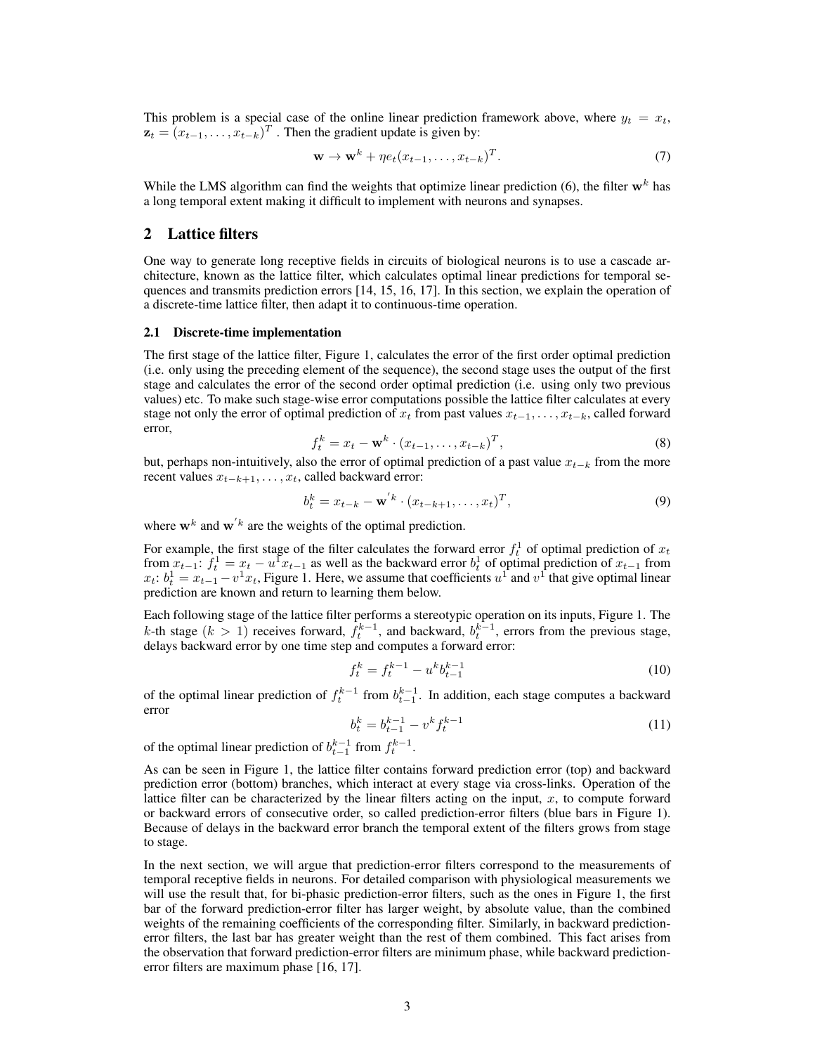This problem is a special case of the online linear prediction framework above, where $y_t = x_t$, $\mathbf{z}_t = (x_{t-1}, \ldots, x_{t-k})^T$ . Then the gradient update is given by:

$$\mathbf{w} \rightarrow \mathbf{w}^k + \eta e_t (x_{t-1}, \ldots, x_{t-k})^T. \tag{7}$$

While the LMS algorithm can find the weights that optimize linear prediction (6), the filter $\mathbf{w}^k$ has a long temporal extent making it difficult to implement with neurons and synapses.

## 2 Lattice filters

One way to generate long receptive fields in circuits of biological neurons is to use a cascade architecture, known as the lattice filter, which calculates optimal linear predictions for temporal sequences and transmits prediction errors [14, 15, 16, 17]. In this section, we explain the operation of a discrete-time lattice filter, then adapt it to continuous-time operation.

### 2.1 Discrete-time implementation

The first stage of the lattice filter, Figure 1, calculates the error of the first order optimal prediction (i.e. only using the preceding element of the sequence), the second stage uses the output of the first stage and calculates the error of the second order optimal prediction (i.e. using only two previous values) etc. To make such stage-wise error computations possible the lattice filter calculates at every stage not only the error of optimal prediction of $x_t$ from past values $x_{t-1}, \ldots, x_{t-k}$, called forward error,

$$f_t^k = x_t - \mathbf{w}^k \cdot (x_{t-1}, \ldots, x_{t-k})^T, \tag{8}$$

but, perhaps non-intuitively, also the error of optimal prediction of a past value $x_{t-k}$ from the more recent values $x_{t-k+1}, \ldots, x_t$, called backward error:

$$b_t^k = x_{t-k} - \mathbf{w}^{'k} \cdot (x_{t-k+1}, \ldots, x_t)^T, \tag{9}$$

where $\mathbf{w}^k$ and $\mathbf{w}^{'k}$ are the weights of the optimal prediction.

For example, the first stage of the filter calculates the forward error $f_t^1$ of optimal prediction of $x_t$ from $x_{t-1}$: $f_t^1 = x_t - u^1 x_{t-1}$ as well as the backward error $b_t^1$ of optimal prediction of $x_{t-1}$ from $x_t$: $b_t^1 = x_{t-1} - v^1 x_t$, Figure 1. Here, we assume that coefficients $u^1$ and $v^1$ that give optimal linear prediction are known and return to learning them below.

Each following stage of the lattice filter performs a stereotypic operation on its inputs, Figure 1. The $k$-th stage ($k > 1$) receives forward, $f_t^{k-1}$, and backward, $b_t^{k-1}$, errors from the previous stage, delays backward error by one time step and computes a forward error:

$$f_t^k = f_t^{k-1} - u^k b_{t-1}^{k-1} \tag{10}$$

of the optimal linear prediction of $f_t^{k-1}$ from $b_{t-1}^{k-1}$. In addition, each stage computes a backward error

$$b_t^k = b_{t-1}^{k-1} - v^k f_t^{k-1} \tag{11}$$

of the optimal linear prediction of $b_{t-1}^{k-1}$ from $f_t^{k-1}$.

As can be seen in Figure 1, the lattice filter contains forward prediction error (top) and backward prediction error (bottom) branches, which interact at every stage via cross-links. Operation of the lattice filter can be characterized by the linear filters acting on the input, $x$, to compute forward or backward errors of consecutive order, so called prediction-error filters (blue bars in Figure 1). Because of delays in the backward error branch the temporal extent of the filters grows from stage to stage.

In the next section, we will argue that prediction-error filters correspond to the measurements of temporal receptive fields in neurons. For detailed comparison with physiological measurements we will use the result that, for bi-phasic prediction-error filters, such as the ones in Figure 1, the first bar of the forward prediction-error filter has larger weight, by absolute value, than the combined weights of the remaining coefficients of the corresponding filter. Similarly, in backward prediction-error filters, the last bar has greater weight than the rest of them combined. This fact arises from the observation that forward prediction-error filters are minimum phase, while backward prediction-error filters are maximum phase [16, 17].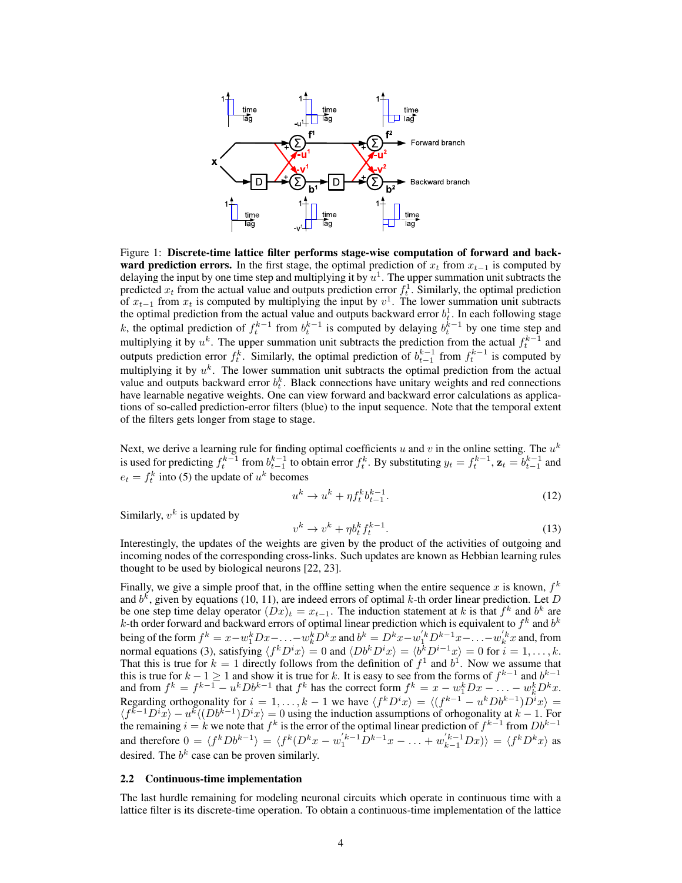Figure 1: **Discrete-time lattice filter performs stage-wise computation of forward and backward prediction errors.** In the first stage, the optimal prediction of $x_t$ from $x_{t-1}$ is computed by delaying the input by one time step and multiplying it by $u^1$. The upper summation unit subtracts the predicted $x_t$ from the actual value and outputs prediction error $f_t^1$. Similarly, the optimal prediction of $x_{t-1}$ from $x_t$ is computed by multiplying the input by $v^1$. The lower summation unit subtracts the optimal prediction from the actual value and outputs backward error $b_t^1$. In each following stage $k$, the optimal prediction of $f_t^{k-1}$ from $b_t^{k-1}$ is computed by delaying $b_t^{k-1}$ by one time step and multiplying it by $u^k$. The upper summation unit subtracts the prediction from the actual $f_t^{k-1}$ and outputs prediction error $f_t^k$. Similarly, the optimal prediction of $b_{t-1}^{k-1}$ from $f_t^{k-1}$ is computed by multiplying it by $u^k$. The lower summation unit subtracts the optimal prediction from the actual value and outputs backward error $b_t^k$. Black connections have unitary weights and red connections have learnable negative weights. One can view forward and backward error calculations as applications of so-called prediction-error filters (blue) to the input sequence. Note that the temporal extent of the filters gets longer from stage to stage.

Next, we derive a learning rule for finding optimal coefficients $u$ and $v$ in the online setting. The $u^k$ is used for predicting $f_t^{k-1}$ from $b_{t-1}^{k-1}$ to obtain error $f_t^k$. By substituting $y_t = f_t^{k-1}$, $\mathbf{z}_t = b_{t-1}^{k-1}$ and $e_t = f_t^k$ into (5) the update of $u^k$ becomes

$$u^k \to u^k + \eta f_t^k b_{t-1}^{k-1}. \tag{12}$$

Similarly, $v^k$ is updated by

$$v^k \to v^k + \eta b_t^k f_t^{k-1}. \tag{13}$$

Interestingly, the updates of the weights are given by the product of the activities of outgoing and incoming nodes of the corresponding cross-links. Such updates are known as Hebbian learning rules thought to be used by biological neurons [22, 23].

Finally, we give a simple proof that, in the offline setting when the entire sequence $x$ is known, $f^k$ and $b^k$, given by equations (10, 11), are indeed errors of optimal $k$-th order linear prediction. Let $D$ be one step time delay operator $(Dx)_t = x_{t-1}$. The induction statement at $k$ is that $f^k$ and $b^k$ are $k$-th order forward and backward errors of optimal linear prediction which is equivalent to $f^k$ and $b^k$ being of the form $f^k = x - w_1^k Dx - \ldots - w_k^k D^k x$ and $b^k = D^k x - w_1^{'k} D^{k-1} x - \ldots - w_k^{'k} x$ and, from normal equations (3), satisfying $\langle f^k D^i x \rangle = 0$ and $\langle D b^k D^i x \rangle = \langle b^k D^{i-1} x \rangle = 0$ for $i = 1, \ldots, k$. That this is true for $k = 1$ directly follows from the definition of $f^1$ and $b^1$. Now we assume that this is true for $k - 1 \geq 1$ and show it is true for $k$. It is easy to see from the forms of $f^{k-1}$ and $b^{k-1}$ and from $f^k = f^{k-1} - u^k D b^{k-1}$ that $f^k$ has the correct form $f^k = x - w_1^k Dx - \ldots - w_k^k D^k x$. Regarding orthogonality for $i = 1, \ldots, k-1$ we have $\langle f^k D^i x \rangle = \langle (f^{k-1} - u^k D b^{k-1}) D^i x \rangle = \langle f^{k-1} D^i x \rangle - u^k \langle (D b^{k-1}) D^i x \rangle = 0$ using the induction assumptions of orhogonality at $k - 1$. For the remaining $i = k$ we note that $f^k$ is the error of the optimal linear prediction of $f^{k-1}$ from $D b^{k-1}$ and therefore $0 = \langle f^k D b^{k-1} \rangle = \langle f^k (D^k x - w_1^{'k-1} D^{k-1} x - \ldots + w_{k-1}^{'k-1} Dx) \rangle = \langle f^k D^k x \rangle$ as desired. The $b^k$ case can be proven similarly.

### 2.2 Continuous-time implementation

The last hurdle remaining for modeling neuronal circuits which operate in continuous time with a lattice filter is its discrete-time operation. To obtain a continuous-time implementation of the lattice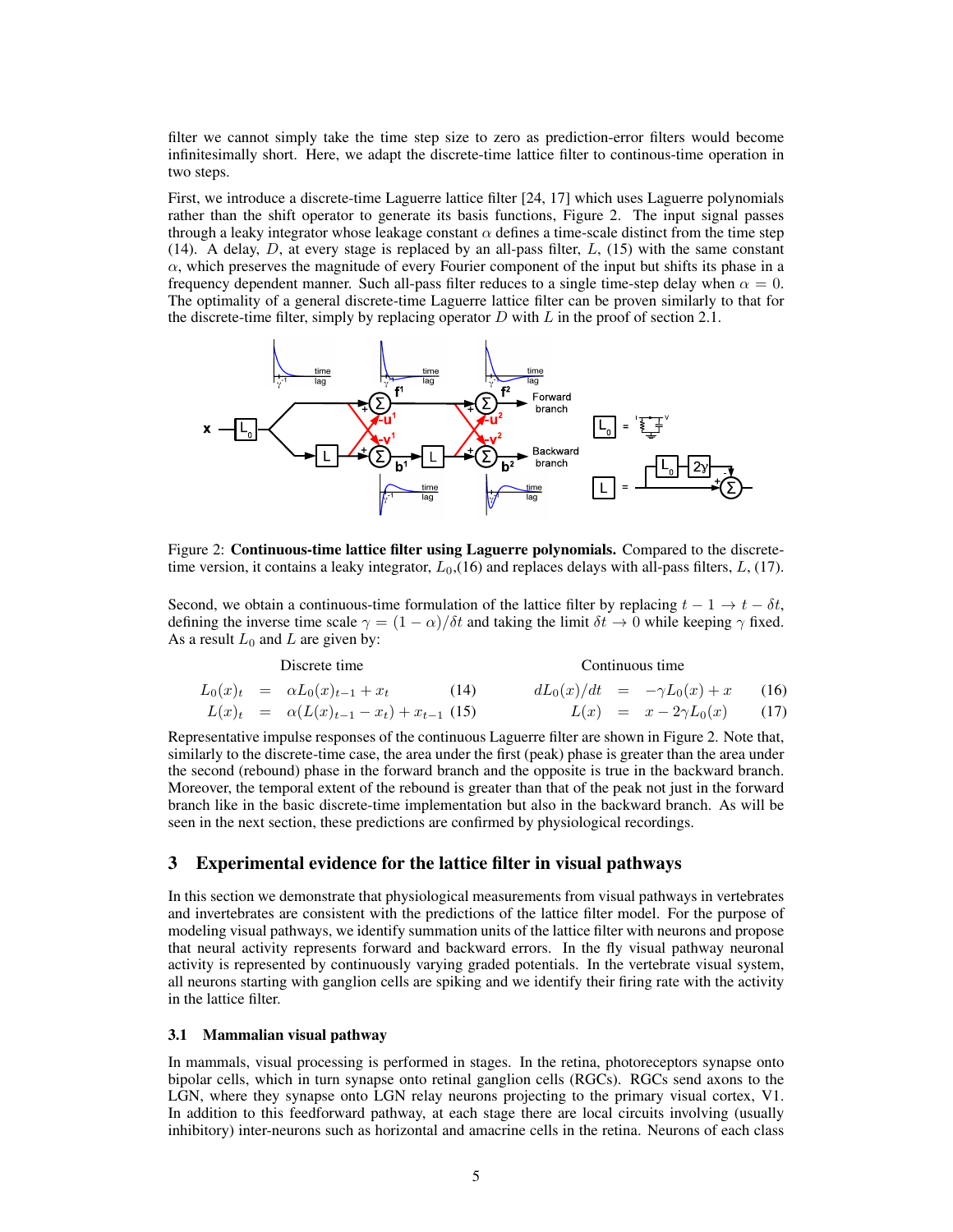filter we cannot simply take the time step size to zero as prediction-error filters would become infinitesimally short. Here, we adapt the discrete-time lattice filter to continous-time operation in two steps.

First, we introduce a discrete-time Laguerre lattice filter [24, 17] which uses Laguerre polynomials rather than the shift operator to generate its basis functions, Figure 2. The input signal passes through a leaky integrator whose leakage constant $\alpha$ defines a time-scale distinct from the time step (14). A delay, $D$, at every stage is replaced by an all-pass filter, $L$, (15) with the same constant $\alpha$, which preserves the magnitude of every Fourier component of the input but shifts its phase in a frequency dependent manner. Such all-pass filter reduces to a single time-step delay when $\alpha = 0$. The optimality of a general discrete-time Laguerre lattice filter can be proven similarly to that for the discrete-time filter, simply by replacing operator $D$ with $L$ in the proof of section 2.1.

Figure 2: **Continuous-time lattice filter using Laguerre polynomials.** Compared to the discrete-time version, it contains a leaky integrator, $L_0$,(16) and replaces delays with all-pass filters, $L$, (17).

Second, we obtain a continuous-time formulation of the lattice filter by replacing $t-1 \to t-\delta t$, defining the inverse time scale $\gamma = (1-\alpha)/\delta t$ and taking the limit $\delta t \to 0$ while keeping $\gamma$ fixed. As a result $L_0$ and $L$ are given by:

Discrete time

$$L_0(x)_t = \alpha L_0(x)_{t-1} + x_t \tag{14}$$

$$L(x)_t = \alpha(L(x)_{t-1} - x_t) + x_{t-1} \tag{15}$$

Continuous time

$$dL_0(x)/dt = -\gamma L_0(x) + x \tag{16}$$

$$L(x) = x - 2\gamma L_0(x) \tag{17}$$

Representative impulse responses of the continuous Laguerre filter are shown in Figure 2. Note that, similarly to the discrete-time case, the area under the first (peak) phase is greater than the area under the second (rebound) phase in the forward branch and the opposite is true in the backward branch. Moreover, the temporal extent of the rebound is greater than that of the peak not just in the forward branch like in the basic discrete-time implementation but also in the backward branch. As will be seen in the next section, these predictions are confirmed by physiological recordings.

## 3 Experimental evidence for the lattice filter in visual pathways

In this section we demonstrate that physiological measurements from visual pathways in vertebrates and invertebrates are consistent with the predictions of the lattice filter model. For the purpose of modeling visual pathways, we identify summation units of the lattice filter with neurons and propose that neural activity represents forward and backward errors. In the fly visual pathway neuronal activity is represented by continuously varying graded potentials. In the vertebrate visual system, all neurons starting with ganglion cells are spiking and we identify their firing rate with the activity in the lattice filter.

### 3.1 Mammalian visual pathway

In mammals, visual processing is performed in stages. In the retina, photoreceptors synapse onto bipolar cells, which in turn synapse onto retinal ganglion cells (RGCs). RGCs send axons to the LGN, where they synapse onto LGN relay neurons projecting to the primary visual cortex, V1. In addition to this feedforward pathway, at each stage there are local circuits involving (usually inhibitory) inter-neurons such as horizontal and amacrine cells in the retina. Neurons of each class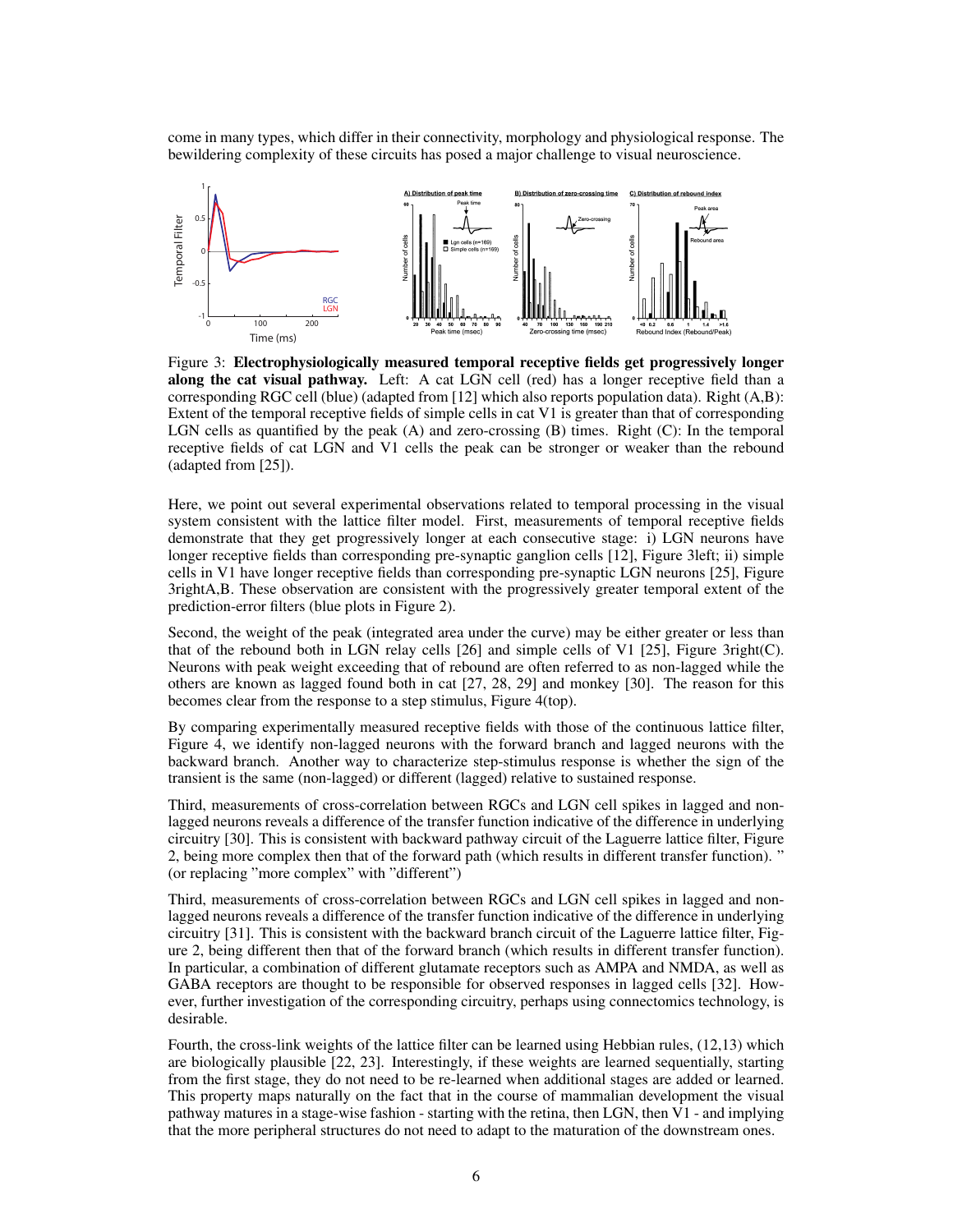come in many types, which differ in their connectivity, morphology and physiological response. The bewildering complexity of these circuits has posed a major challenge to visual neuroscience.

Figure 3: **Electrophysiologically measured temporal receptive fields get progressively longer along the cat visual pathway.** Left: A cat LGN cell (red) has a longer receptive field than a corresponding RGC cell (blue) (adapted from [12] which also reports population data). Right (A,B): Extent of the temporal receptive fields of simple cells in cat V1 is greater than that of corresponding LGN cells as quantified by the peak (A) and zero-crossing (B) times. Right (C): In the temporal receptive fields of cat LGN and V1 cells the peak can be stronger or weaker than the rebound (adapted from [25]).

Here, we point out several experimental observations related to temporal processing in the visual system consistent with the lattice filter model. First, measurements of temporal receptive fields demonstrate that they get progressively longer at each consecutive stage: i) LGN neurons have longer receptive fields than corresponding pre-synaptic ganglion cells [12], Figure 3left; ii) simple cells in V1 have longer receptive fields than corresponding pre-synaptic LGN neurons [25], Figure 3rightA,B. These observation are consistent with the progressively greater temporal extent of the prediction-error filters (blue plots in Figure 2).

Second, the weight of the peak (integrated area under the curve) may be either greater or less than that of the rebound both in LGN relay cells [26] and simple cells of V1 [25], Figure 3right(C). Neurons with peak weight exceeding that of rebound are often referred to as non-lagged while the others are known as lagged found both in cat [27, 28, 29] and monkey [30]. The reason for this becomes clear from the response to a step stimulus, Figure 4(top).

By comparing experimentally measured receptive fields with those of the continuous lattice filter, Figure 4, we identify non-lagged neurons with the forward branch and lagged neurons with the backward branch. Another way to characterize step-stimulus response is whether the sign of the transient is the same (non-lagged) or different (lagged) relative to sustained response.

Third, measurements of cross-correlation between RGCs and LGN cell spikes in lagged and non-lagged neurons reveals a difference of the transfer function indicative of the difference in underlying circuitry [30]. This is consistent with backward pathway circuit of the Laguerre lattice filter, Figure 2, being more complex then that of the forward path (which results in different transfer function). " (or replacing "more complex" with "different")

Third, measurements of cross-correlation between RGCs and LGN cell spikes in lagged and non-lagged neurons reveals a difference of the transfer function indicative of the difference in underlying circuitry [31]. This is consistent with the backward branch circuit of the Laguerre lattice filter, Figure 2, being different then that of the forward branch (which results in different transfer function). In particular, a combination of different glutamate receptors such as AMPA and NMDA, as well as GABA receptors are thought to be responsible for observed responses in lagged cells [32]. However, further investigation of the corresponding circuitry, perhaps using connectomics technology, is desirable.

Fourth, the cross-link weights of the lattice filter can be learned using Hebbian rules, (12,13) which are biologically plausible [22, 23]. Interestingly, if these weights are learned sequentially, starting from the first stage, they do not need to be re-learned when additional stages are added or learned. This property maps naturally on the fact that in the course of mammalian development the visual pathway matures in a stage-wise fashion - starting with the retina, then LGN, then V1 - and implying that the more peripheral structures do not need to adapt to the maturation of the downstream ones.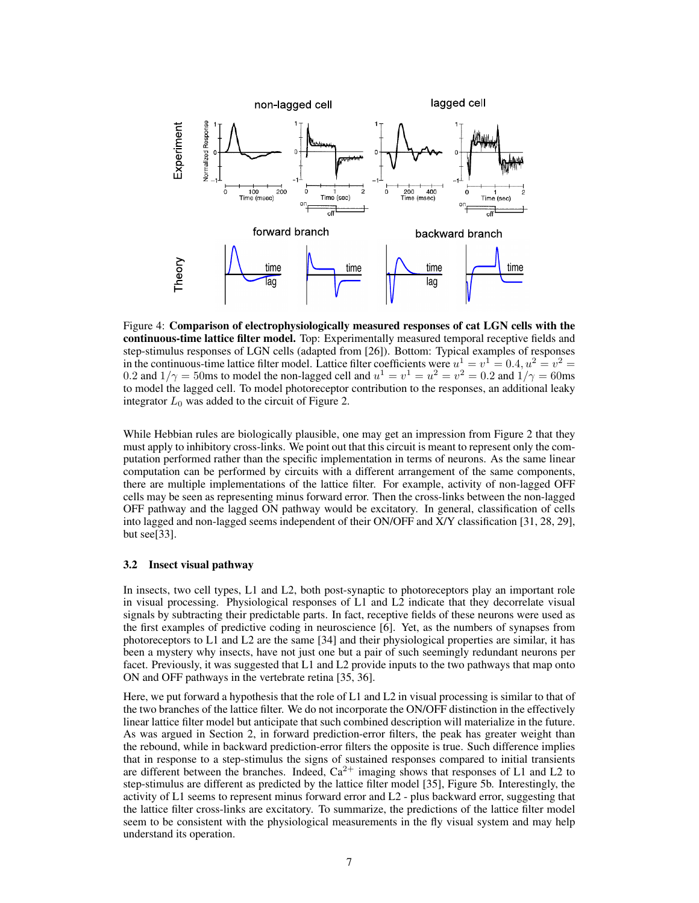Figure 4: **Comparison of electrophysiologically measured responses of cat LGN cells with the continuous-time lattice filter model.** Top: Experimentally measured temporal receptive fields and step-stimulus responses of LGN cells (adapted from [26]). Bottom: Typical examples of responses in the continuous-time lattice filter model. Lattice filter coefficients were $u^1 = v^1 = 0.4, u^2 = v^2 = 0.2$ and $1/\gamma = 50$ms to model the non-lagged cell and $u^1 = v^1 = u^2 = v^2 = 0.2$ and $1/\gamma = 60$ms to model the lagged cell. To model photoreceptor contribution to the responses, an additional leaky integrator $L_0$ was added to the circuit of Figure 2.

While Hebbian rules are biologically plausible, one may get an impression from Figure 2 that they must apply to inhibitory cross-links. We point out that this circuit is meant to represent only the computation performed rather than the specific implementation in terms of neurons. As the same linear computation can be performed by circuits with a different arrangement of the same components, there are multiple implementations of the lattice filter. For example, activity of non-lagged OFF cells may be seen as representing minus forward error. Then the cross-links between the non-lagged OFF pathway and the lagged ON pathway would be excitatory. In general, classification of cells into lagged and non-lagged seems independent of their ON/OFF and X/Y classification [31, 28, 29], but see[33].

### 3.2 Insect visual pathway

In insects, two cell types, L1 and L2, both post-synaptic to photoreceptors play an important role in visual processing. Physiological responses of L1 and L2 indicate that they decorrelate visual signals by subtracting their predictable parts. In fact, receptive fields of these neurons were used as the first examples of predictive coding in neuroscience [6]. Yet, as the numbers of synapses from photoreceptors to L1 and L2 are the same [34] and their physiological properties are similar, it has been a mystery why insects, have not just one but a pair of such seemingly redundant neurons per facet. Previously, it was suggested that L1 and L2 provide inputs to the two pathways that map onto ON and OFF pathways in the vertebrate retina [35, 36].

Here, we put forward a hypothesis that the role of L1 and L2 in visual processing is similar to that of the two branches of the lattice filter. We do not incorporate the ON/OFF distinction in the effectively linear lattice filter model but anticipate that such combined description will materialize in the future. As was argued in Section 2, in forward prediction-error filters, the peak has greater weight than the rebound, while in backward prediction-error filters the opposite is true. Such difference implies that in response to a step-stimulus the signs of sustained responses compared to initial transients are different between the branches. Indeed, $Ca^{2+}$ imaging shows that responses of L1 and L2 to step-stimulus are different as predicted by the lattice filter model [35], Figure 5b. Interestingly, the activity of L1 seems to represent minus forward error and L2 - plus backward error, suggesting that the lattice filter cross-links are excitatory. To summarize, the predictions of the lattice filter model seem to be consistent with the physiological measurements in the fly visual system and may help understand its operation.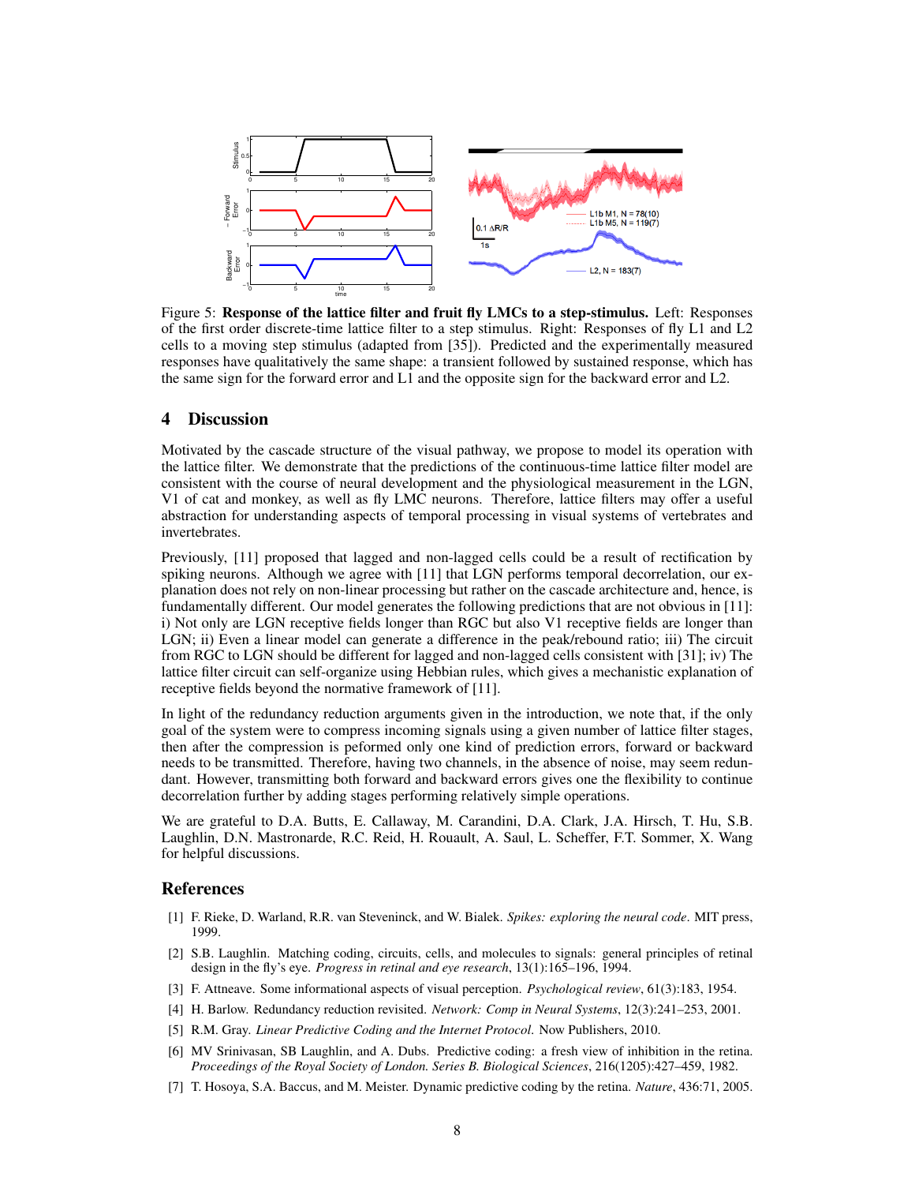Figure 5: **Response of the lattice filter and fruit fly LMCs to a step-stimulus.** Left: Responses of the first order discrete-time lattice filter to a step stimulus. Right: Responses of fly L1 and L2 cells to a moving step stimulus (adapted from [35]). Predicted and the experimentally measured responses have qualitatively the same shape: a transient followed by sustained response, which has the same sign for the forward error and L1 and the opposite sign for the backward error and L2.

## 4 Discussion

Motivated by the cascade structure of the visual pathway, we propose to model its operation with the lattice filter. We demonstrate that the predictions of the continuous-time lattice filter model are consistent with the course of neural development and the physiological measurement in the LGN, V1 of cat and monkey, as well as fly LMC neurons. Therefore, lattice filters may offer a useful abstraction for understanding aspects of temporal processing in visual systems of vertebrates and invertebrates.

Previously, [11] proposed that lagged and non-lagged cells could be a result of rectification by spiking neurons. Although we agree with [11] that LGN performs temporal decorrelation, our explanation does not rely on non-linear processing but rather on the cascade architecture and, hence, is fundamentally different. Our model generates the following predictions that are not obvious in [11]: i) Not only are LGN receptive fields longer than RGC but also V1 receptive fields are longer than LGN; ii) Even a linear model can generate a difference in the peak/rebound ratio; iii) The circuit from RGC to LGN should be different for lagged and non-lagged cells consistent with [31]; iv) The lattice filter circuit can self-organize using Hebbian rules, which gives a mechanistic explanation of receptive fields beyond the normative framework of [11].

In light of the redundancy reduction arguments given in the introduction, we note that, if the only goal of the system were to compress incoming signals using a given number of lattice filter stages, then after the compression is peformed only one kind of prediction errors, forward or backward needs to be transmitted. Therefore, having two channels, in the absence of noise, may seem redundant. However, transmitting both forward and backward errors gives one the flexibility to continue decorrelation further by adding stages performing relatively simple operations.

We are grateful to D.A. Butts, E. Callaway, M. Carandini, D.A. Clark, J.A. Hirsch, T. Hu, S.B. Laughlin, D.N. Mastronarde, R.C. Reid, H. Rouault, A. Saul, L. Scheffer, F.T. Sommer, X. Wang for helpful discussions.

## References

[1] F. Rieke, D. Warland, R.R. van Steveninck, and W. Bialek. *Spikes: exploring the neural code*. MIT press, 1999.

[2] S.B. Laughlin. Matching coding, circuits, cells, and molecules to signals: general principles of retinal design in the fly's eye. *Progress in retinal and eye research*, 13(1):165–196, 1994.

[3] F. Attneave. Some informational aspects of visual perception. *Psychological review*, 61(3):183, 1954.

[4] H. Barlow. Redundancy reduction revisited. *Network: Comp in Neural Systems*, 12(3):241–253, 2001.

[5] R.M. Gray. *Linear Predictive Coding and the Internet Protocol*. Now Publishers, 2010.

[6] MV Srinivasan, SB Laughlin, and A. Dubs. Predictive coding: a fresh view of inhibition in the retina. *Proceedings of the Royal Society of London. Series B. Biological Sciences*, 216(1205):427–459, 1982.

[7] T. Hosoya, S.A. Baccus, and M. Meister. Dynamic predictive coding by the retina. *Nature*, 436:71, 2005.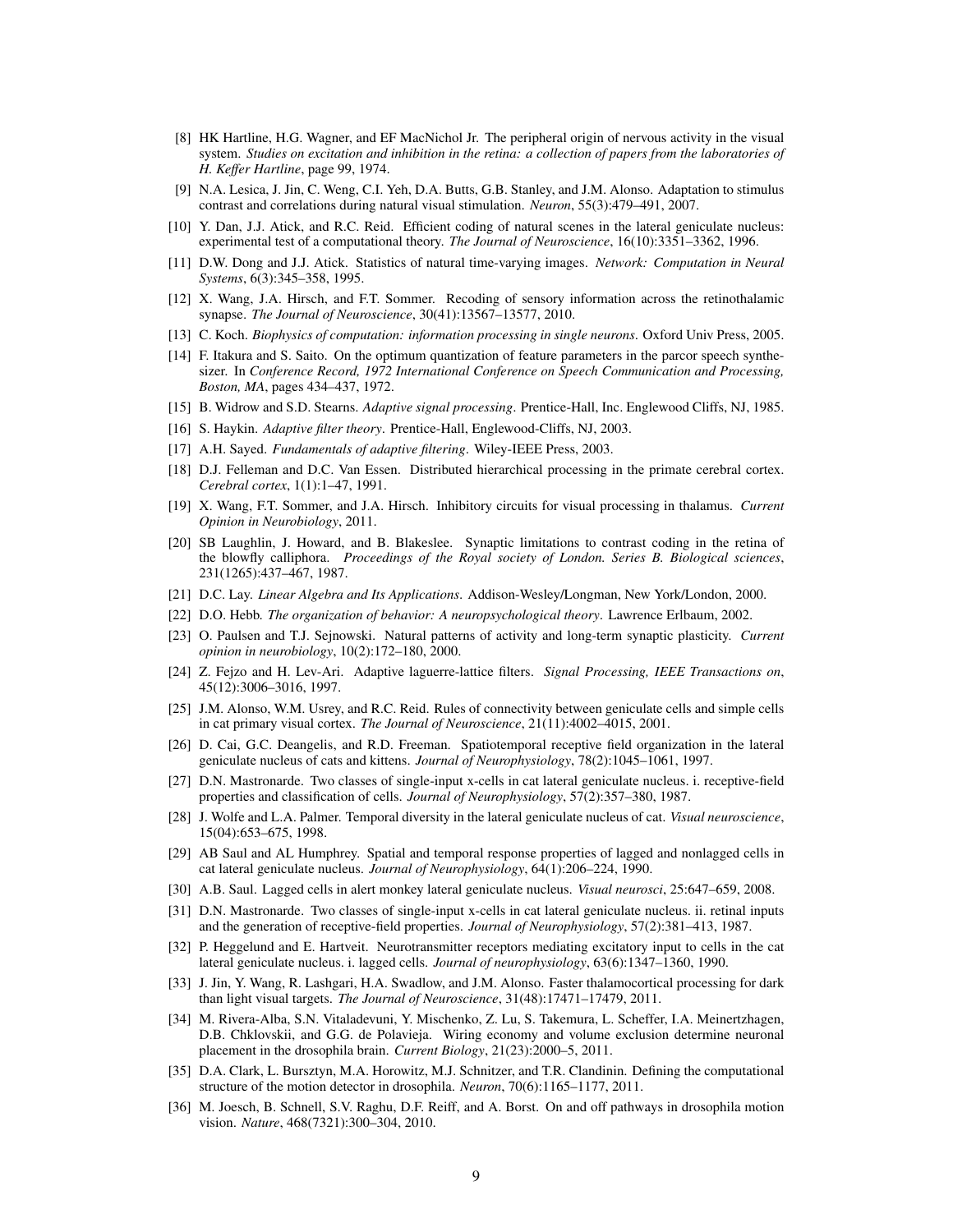[8] HK Hartline, H.G. Wagner, and EF MacNichol Jr. The peripheral origin of nervous activity in the visual system. *Studies on excitation and inhibition in the retina: a collection of papers from the laboratories of H. Keffer Hartline*, page 99, 1974.

[9] N.A. Lesica, J. Jin, C. Weng, C.I. Yeh, D.A. Butts, G.B. Stanley, and J.M. Alonso. Adaptation to stimulus contrast and correlations during natural visual stimulation. *Neuron*, 55(3):479–491, 2007.

[10] Y. Dan, J.J. Atick, and R.C. Reid. Efficient coding of natural scenes in the lateral geniculate nucleus: experimental test of a computational theory. *The Journal of Neuroscience*, 16(10):3351–3362, 1996.

[11] D.W. Dong and J.J. Atick. Statistics of natural time-varying images. *Network: Computation in Neural Systems*, 6(3):345–358, 1995.

[12] X. Wang, J.A. Hirsch, and F.T. Sommer. Recoding of sensory information across the retinothalamic synapse. *The Journal of Neuroscience*, 30(41):13567–13577, 2010.

[13] C. Koch. *Biophysics of computation: information processing in single neurons*. Oxford Univ Press, 2005.

[14] F. Itakura and S. Saito. On the optimum quantization of feature parameters in the parcor speech synthesizer. In *Conference Record, 1972 International Conference on Speech Communication and Processing, Boston, MA*, pages 434–437, 1972.

[15] B. Widrow and S.D. Stearns. *Adaptive signal processing*. Prentice-Hall, Inc. Englewood Cliffs, NJ, 1985.

[16] S. Haykin. *Adaptive filter theory*. Prentice-Hall, Englewood-Cliffs, NJ, 2003.

[17] A.H. Sayed. *Fundamentals of adaptive filtering*. Wiley-IEEE Press, 2003.

[18] D.J. Felleman and D.C. Van Essen. Distributed hierarchical processing in the primate cerebral cortex. *Cerebral cortex*, 1(1):1–47, 1991.

[19] X. Wang, F.T. Sommer, and J.A. Hirsch. Inhibitory circuits for visual processing in thalamus. *Current Opinion in Neurobiology*, 2011.

[20] SB Laughlin, J. Howard, and B. Blakeslee. Synaptic limitations to contrast coding in the retina of the blowfly calliphora. *Proceedings of the Royal society of London. Series B. Biological sciences*, 231(1265):437–467, 1987.

[21] D.C. Lay. *Linear Algebra and Its Applications*. Addison-Wesley/Longman, New York/London, 2000.

[22] D.O. Hebb. *The organization of behavior: A neuropsychological theory*. Lawrence Erlbaum, 2002.

[23] O. Paulsen and T.J. Sejnowski. Natural patterns of activity and long-term synaptic plasticity. *Current opinion in neurobiology*, 10(2):172–180, 2000.

[24] Z. Fejzo and H. Lev-Ari. Adaptive laguerre-lattice filters. *Signal Processing, IEEE Transactions on*, 45(12):3006–3016, 1997.

[25] J.M. Alonso, W.M. Usrey, and R.C. Reid. Rules of connectivity between geniculate cells and simple cells in cat primary visual cortex. *The Journal of Neuroscience*, 21(11):4002–4015, 2001.

[26] D. Cai, G.C. Deangelis, and R.D. Freeman. Spatiotemporal receptive field organization in the lateral geniculate nucleus of cats and kittens. *Journal of Neurophysiology*, 78(2):1045–1061, 1997.

[27] D.N. Mastronarde. Two classes of single-input x-cells in cat lateral geniculate nucleus. i. receptive-field properties and classification of cells. *Journal of Neurophysiology*, 57(2):357–380, 1987.

[28] J. Wolfe and L.A. Palmer. Temporal diversity in the lateral geniculate nucleus of cat. *Visual neuroscience*, 15(04):653–675, 1998.

[29] AB Saul and AL Humphrey. Spatial and temporal response properties of lagged and nonlagged cells in cat lateral geniculate nucleus. *Journal of Neurophysiology*, 64(1):206–224, 1990.

[30] A.B. Saul. Lagged cells in alert monkey lateral geniculate nucleus. *Visual neurosci*, 25:647–659, 2008.

[31] D.N. Mastronarde. Two classes of single-input x-cells in cat lateral geniculate nucleus. ii. retinal inputs and the generation of receptive-field properties. *Journal of Neurophysiology*, 57(2):381–413, 1987.

[32] P. Heggelund and E. Hartveit. Neurotransmitter receptors mediating excitatory input to cells in the cat lateral geniculate nucleus. i. lagged cells. *Journal of neurophysiology*, 63(6):1347–1360, 1990.

[33] J. Jin, Y. Wang, R. Lashgari, H.A. Swadlow, and J.M. Alonso. Faster thalamocortical processing for dark than light visual targets. *The Journal of Neuroscience*, 31(48):17471–17479, 2011.

[34] M. Rivera-Alba, S.N. Vitaladevuni, Y. Mischenko, Z. Lu, S. Takemura, L. Scheffer, I.A. Meinertzhagen, D.B. Chklovskii, and G.G. de Polavieja. Wiring economy and volume exclusion determine neuronal placement in the drosophila brain. *Current Biology*, 21(23):2000–5, 2011.

[35] D.A. Clark, L. Bursztyn, M.A. Horowitz, M.J. Schnitzer, and T.R. Clandinin. Defining the computational structure of the motion detector in drosophila. *Neuron*, 70(6):1165–1177, 2011.

[36] M. Joesch, B. Schnell, S.V. Raghu, D.F. Reiff, and A. Borst. On and off pathways in drosophila motion vision. *Nature*, 468(7321):300–304, 2010.